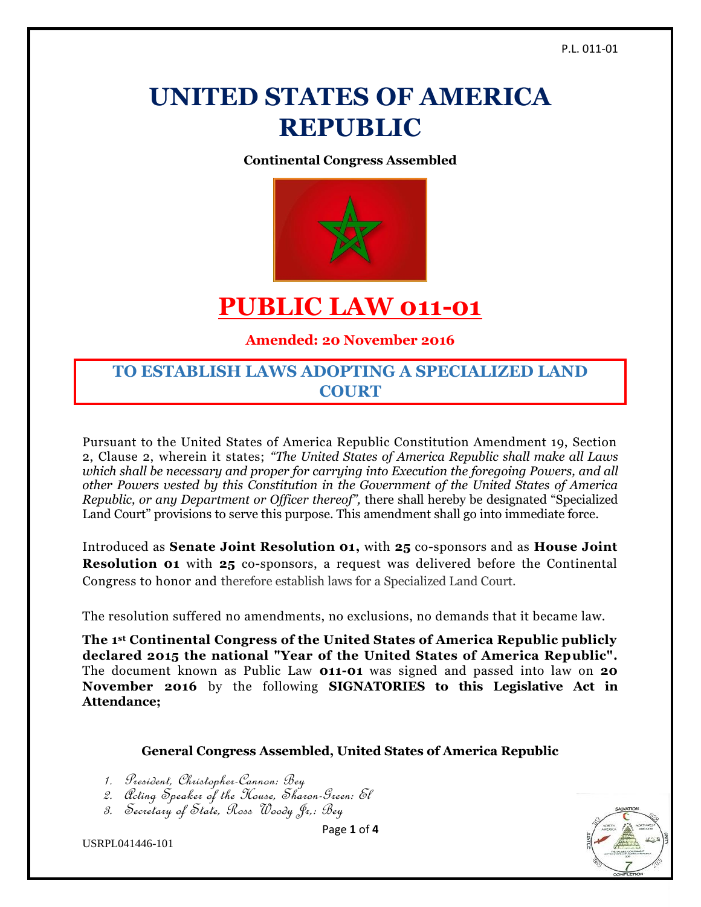# UNITED STATES OF AMERICA REPUBLIC

**Continental Congress Assembled**

# PUBLIC LAW 011-01

**Amended: 20 November 2016**

## TO ESTABLISH LAWS ADOPTING A SPECIALIZED LAND COURT

Pursuant to the United States of America Republic Constitution Amendment 19, Section 2, Clause 2, wherein it states; *"The United States of America Republic shall make all Laws which shall be necessary and proper for carrying into Execution the foregoing Powers, and all other Powers vested by this Constitution in the Government of the United States of America Republic, or any Department or Officer thereof",* there shall hereby be designated "Specialized Land Court" provisions to serve this purpose. This amendment shall go into immediate force.

Introduced as **Senate Joint Resolution 01,** with **25** co-sponsors and as **House Joint Resolution 01** with **25** co-sponsors, a request was delivered before the Continental Congress to honor and therefore establish laws for a Specialized Land Court.

The resolution suffered no amendments, no exclusions, no demands that it became law.

**The 1st Continental Congress of the United States of America Republic publicly declared 2015 the national "Year of the United States of America Republic".** The document known as Public Law **011-01** was signed and passed into law on **20 November 2016** by the following **SIGNATORIES to this Legislative Act in Attendance;**

**General Congress Assembled, United States of America Republic**

1. *President, Christopher-Cannon: Bey*
2. *Acting Speaker of the House, Sharon-Green: El*
3. *Secretary of State, Ross Woody Jr,: Bey*

USRPL041446-101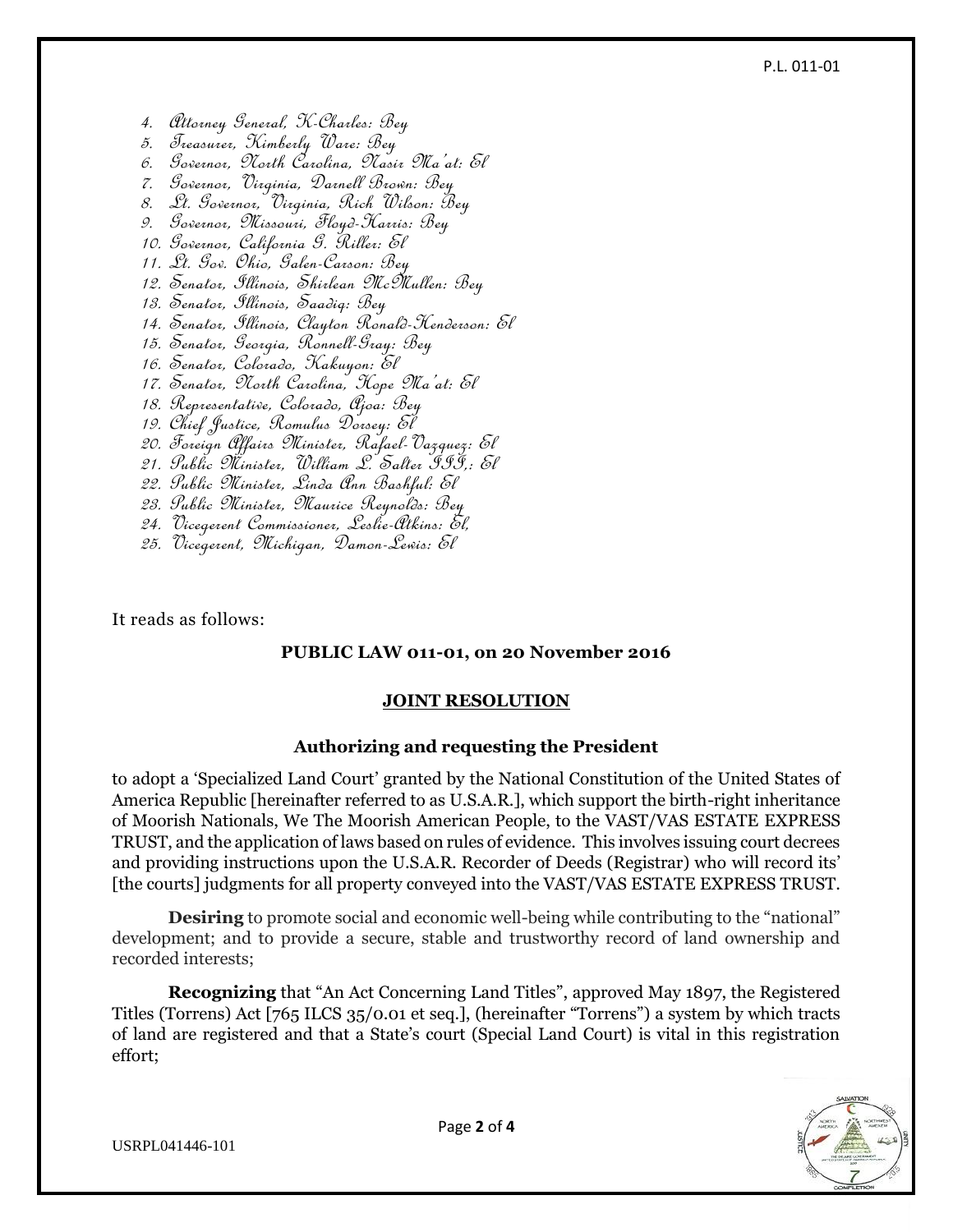4. Attorney General, K-Charles: Bey
5. Treasurer, Kimberly Ware: Bey
6. Governor, North Carolina, Nasir Ma'at: El
7. Governor, Virginia, Darnell Brown: Bey
8. Lt. Governor, Virginia, Rich Wilson: Bey
9. Governor, Missouri, Floyd-Harris: Bey
10. Governor, California G. Riller: El
11. Lt. Gov. Ohio, Galen-Carson: Bey
12. Senator, Illinois, Shirlean McMullen: Bey
13. Senator, Illinois, Saadiq: Bey
14. Senator, Illinois, Clayton Ronald-Henderson: El
15. Senator, Georgia, Ronnell-Gray: Bey
16. Senator, Colorado, Kakuyon: El
17. Senator, North Carolina, Hope Ma'at: El
18. Representative, Colorado, Ajoa: Bey
19. Chief Justice, Romulus Dorsey: El
20. Foreign Affairs Minister, Rafael-Vazquez: El
21. Public Minister, William L. Salter III,: El
22. Public Minister, Linda Ann Bashful: El
23. Public Minister, Maurice Reynolds: Bey
24. Vicegerent Commissioner, Leslie-Atkins: El,
25. Vicegerent, Michigan, Damon-Lewis: El

It reads as follows:

**PUBLIC LAW 011-01, on 20 November 2016**

**JOINT RESOLUTION**

**Authorizing and requesting the President**

to adopt a 'Specialized Land Court' granted by the National Constitution of the United States of America Republic [hereinafter referred to as U.S.A.R.], which support the birth-right inheritance of Moorish Nationals, We The Moorish American People, to the VAST/VAS ESTATE EXPRESS TRUST, and the application of laws based on rules of evidence. This involves issuing court decrees and providing instructions upon the U.S.A.R. Recorder of Deeds (Registrar) who will record its' [the courts] judgments for all property conveyed into the VAST/VAS ESTATE EXPRESS TRUST.

**Desiring** to promote social and economic well-being while contributing to the "national" development; and to provide a secure, stable and trustworthy record of land ownership and recorded interests;

**Recognizing** that "An Act Concerning Land Titles", approved May 1897, the Registered Titles (Torrens) Act [765 ILCS 35/0.01 et seq.], (hereinafter "Torrens") a system by which tracts of land are registered and that a State's court (Special Land Court) is vital in this registration effort;

USRPL041446-101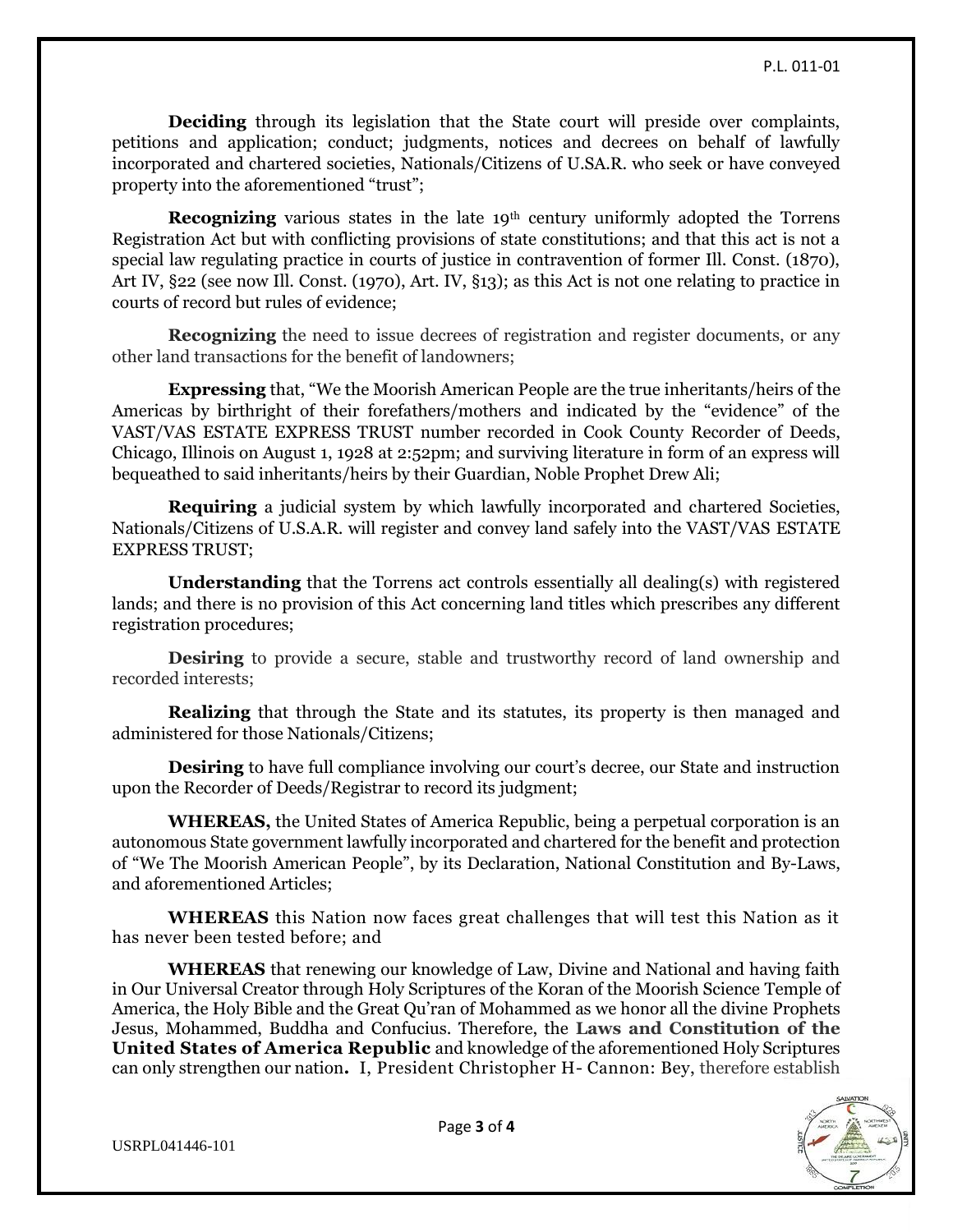**Deciding** through its legislation that the State court will preside over complaints, petitions and application; conduct; judgments, notices and decrees on behalf of lawfully incorporated and chartered societies, Nationals/Citizens of U.SA.R. who seek or have conveyed property into the aforementioned "trust";

**Recognizing** various states in the late 19th century uniformly adopted the Torrens Registration Act but with conflicting provisions of state constitutions; and that this act is not a special law regulating practice in courts of justice in contravention of former Ill. Const. (1870), Art IV, §22 (see now Ill. Const. (1970), Art. IV, §13); as this Act is not one relating to practice in courts of record but rules of evidence;

**Recognizing** the need to issue decrees of registration and register documents, or any other land transactions for the benefit of landowners;

**Expressing** that, "We the Moorish American People are the true inheritants/heirs of the Americas by birthright of their forefathers/mothers and indicated by the "evidence" of the VAST/VAS ESTATE EXPRESS TRUST number recorded in Cook County Recorder of Deeds, Chicago, Illinois on August 1, 1928 at 2:52pm; and surviving literature in form of an express will bequeathed to said inheritants/heirs by their Guardian, Noble Prophet Drew Ali;

**Requiring** a judicial system by which lawfully incorporated and chartered Societies, Nationals/Citizens of U.S.A.R. will register and convey land safely into the VAST/VAS ESTATE EXPRESS TRUST;

**Understanding** that the Torrens act controls essentially all dealing(s) with registered lands; and there is no provision of this Act concerning land titles which prescribes any different registration procedures;

**Desiring** to provide a secure, stable and trustworthy record of land ownership and recorded interests;

**Realizing** that through the State and its statutes, its property is then managed and administered for those Nationals/Citizens;

**Desiring** to have full compliance involving our court's decree, our State and instruction upon the Recorder of Deeds/Registrar to record its judgment;

**WHEREAS,** the United States of America Republic, being a perpetual corporation is an autonomous State government lawfully incorporated and chartered for the benefit and protection of "We The Moorish American People", by its Declaration, National Constitution and By-Laws, and aforementioned Articles;

**WHEREAS** this Nation now faces great challenges that will test this Nation as it has never been tested before; and

**WHEREAS** that renewing our knowledge of Law, Divine and National and having faith in Our Universal Creator through Holy Scriptures of the Koran of the Moorish Science Temple of America, the Holy Bible and the Great Qu'ran of Mohammed as we honor all the divine Prophets Jesus, Mohammed, Buddha and Confucius. Therefore, the **Laws and Constitution of the United States of America Republic** and knowledge of the aforementioned Holy Scriptures can only strengthen our nation**.** I, President Christopher H- Cannon: Bey, therefore establish

USRPL041446-101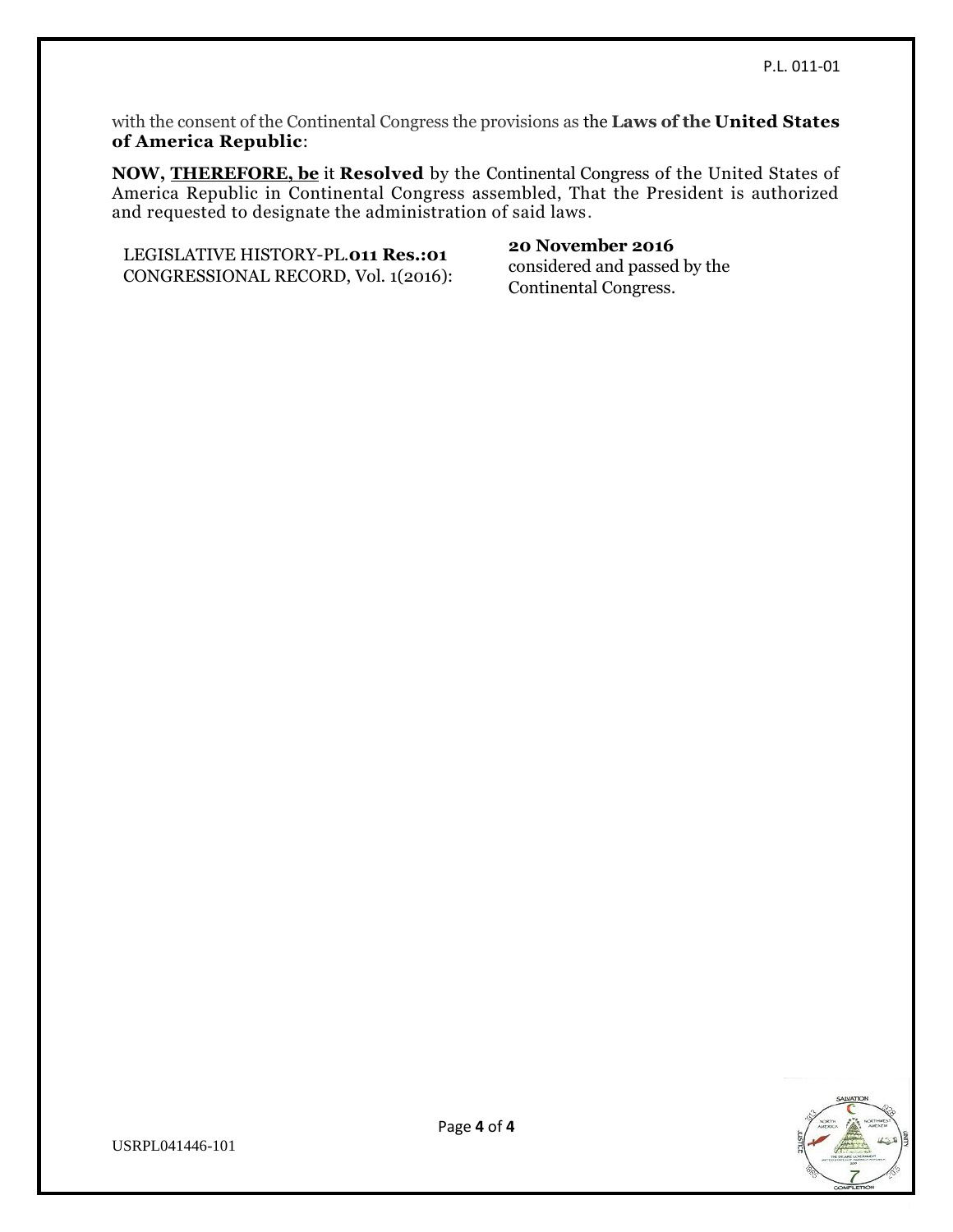with the consent of the Continental Congress the provisions as the **Laws of the United States of America Republic**:

**NOW, <u>THEREFORE, be</u>** it **Resolved** by the Continental Congress of the United States of America Republic in Continental Congress assembled, That the President is authorized and requested to designate the administration of said laws.

LEGISLATIVE HISTORY-PL.**011 Res.:01**
CONGRESSIONAL RECORD, Vol. 1(2016):

**20 November 2016**
considered and passed by the Continental Congress.

USRPL041446-101